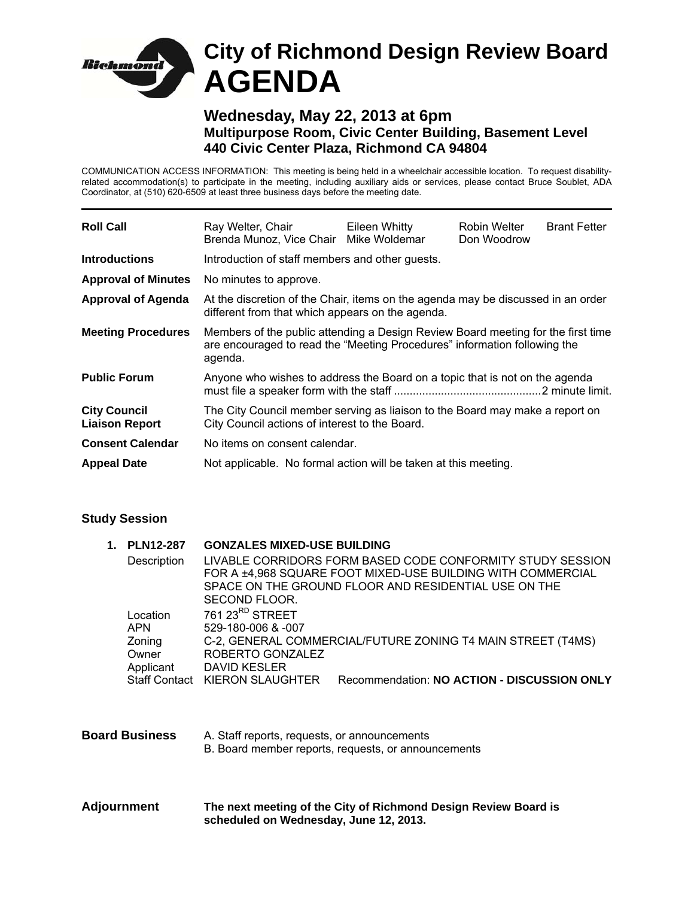# City of Richmond Design Review Board AGENDA

## Wednesday, May 22, 2013 at 6pm

### Multipurpose Room, Civic Center Building, Basement Level
### 440 Civic Center Plaza, Richmond CA 94804

COMMUNICATION ACCESS INFORMATION: This meeting is being held in a wheelchair accessible location. To request disability-related accommodation(s) to participate in the meeting, including auxiliary aids or services, please contact Bruce Soublet, ADA Coordinator, at (510) 620-6509 at least three business days before the meeting date.

---

**Roll Call**
Ray Welter, Chair; Brenda Munoz, Vice Chair; Eileen Whitty; Mike Woldemar; Robin Welter; Don Woodrow; Brant Fetter

**Introductions**
Introduction of staff members and other guests.

**Approval of Minutes**
No minutes to approve.

**Approval of Agenda**
At the discretion of the Chair, items on the agenda may be discussed in an order different from that which appears on the agenda.

**Meeting Procedures**
Members of the public attending a Design Review Board meeting for the first time are encouraged to read the "Meeting Procedures" information following the agenda.

**Public Forum**
Anyone who wishes to address the Board on a topic that is not on the agenda must file a speaker form with the staff ..............................................2 minute limit.

**City Council Liaison Report**
The City Council member serving as liaison to the Board may make a report on City Council actions of interest to the Board.

**Consent Calendar**
No items on consent calendar.

**Appeal Date**
Not applicable. No formal action will be taken at this meeting.

## Study Session

**1. PLN12-287 GONZALES MIXED-USE BUILDING**

| | |
|---|---|
| Description | LIVABLE CORRIDORS FORM BASED CODE CONFORMITY STUDY SESSION FOR A ±4,968 SQUARE FOOT MIXED-USE BUILDING WITH COMMERCIAL SPACE ON THE GROUND FLOOR AND RESIDENTIAL USE ON THE SECOND FLOOR. |
| Location | 761 23RD STREET |
| APN | 529-180-006 & -007 |
| Zoning | C-2, GENERAL COMMERCIAL/FUTURE ZONING T4 MAIN STREET (T4MS) |
| Owner | ROBERTO GONZALEZ |
| Applicant | DAVID KESLER |
| Staff Contact | KIERON SLAUGHTER Recommendation: **NO ACTION - DISCUSSION ONLY** |

**Board Business**
A. Staff reports, requests, or announcements
B. Board member reports, requests, or announcements

**Adjournment**
**The next meeting of the City of Richmond Design Review Board is scheduled on Wednesday, June 12, 2013.**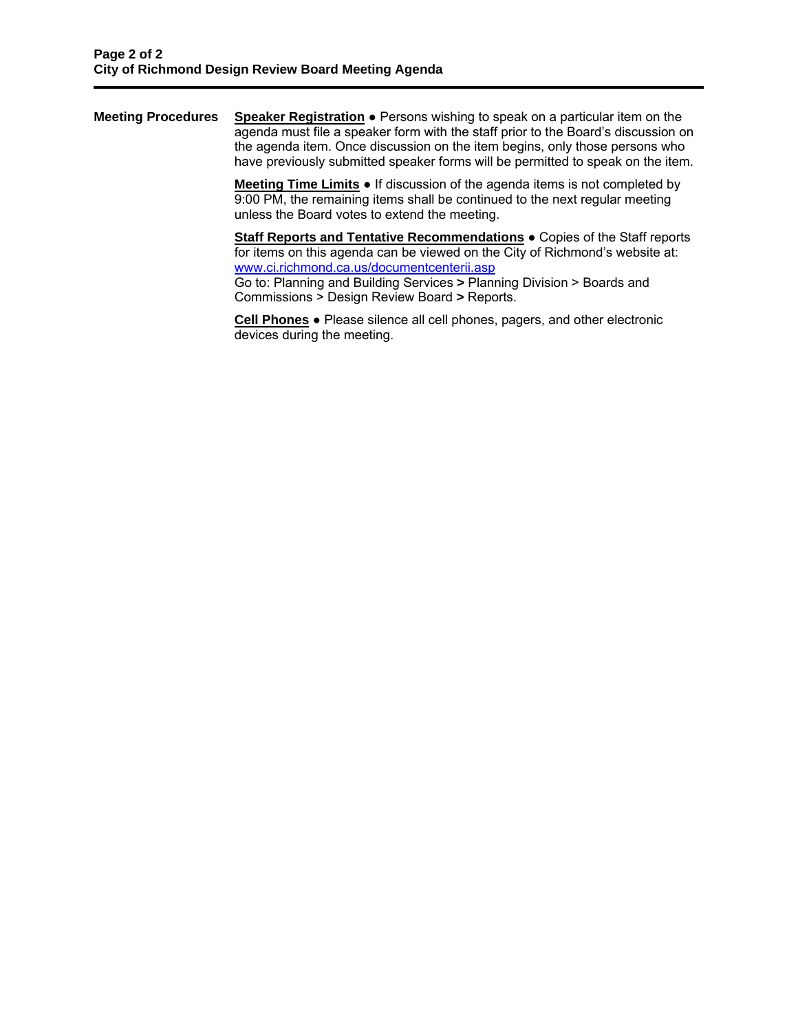**Meeting Procedures**

**Speaker Registration** ● Persons wishing to speak on a particular item on the agenda must file a speaker form with the staff prior to the Board's discussion on the agenda item. Once discussion on the item begins, only those persons who have previously submitted speaker forms will be permitted to speak on the item.

**Meeting Time Limits** ● If discussion of the agenda items is not completed by 9:00 PM, the remaining items shall be continued to the next regular meeting unless the Board votes to extend the meeting.

**Staff Reports and Tentative Recommendations** ● Copies of the Staff reports for items on this agenda can be viewed on the City of Richmond's website at: www.ci.richmond.ca.us/documentcenterii.asp
Go to: Planning and Building Services **>** Planning Division > Boards and Commissions > Design Review Board **>** Reports.

**Cell Phones** ● Please silence all cell phones, pagers, and other electronic devices during the meeting.